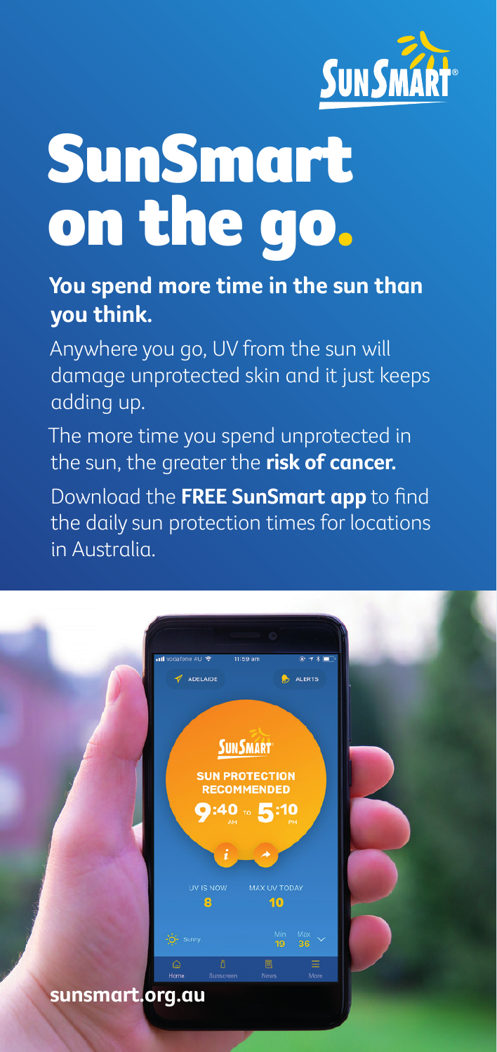SUNSMART®

# SunSmart on the go.

**You spend more time in the sun than you think.**

Anywhere you go, UV from the sun will damage unprotected skin and it just keeps adding up.

The more time you spend unprotected in the sun, the greater the **risk of cancer.**

Download the **FREE SunSmart app** to find the daily sun protection times for locations in Australia.

**sunsmart.org.au**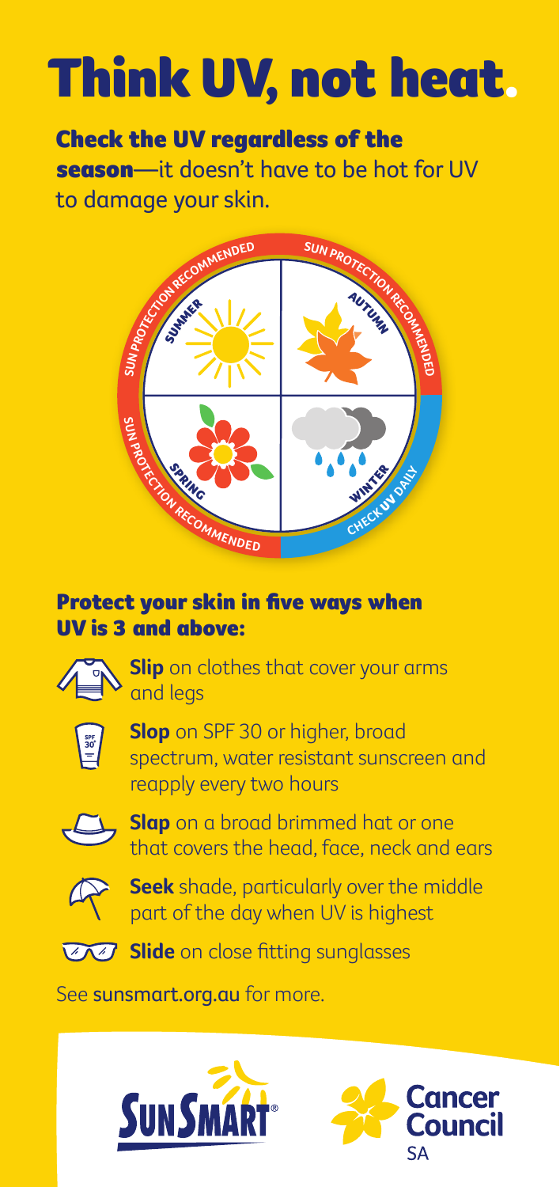# Think UV, not heat.

**Check the UV regardless of the season**—it doesn't have to be hot for UV to damage your skin.

SUN PROTECTION RECOMMENDED

SUMMER

SUN PROTECTION RECOMMENDED

AUTUMN

SUN PROTECTION RECOMMENDED

SPRING

WINTER

CHECK UV DAILY

## Protect your skin in five ways when UV is 3 and above:

- **Slip** on clothes that cover your arms and legs
- **Slop** on SPF 30 or higher, broad spectrum, water resistant sunscreen and reapply every two hours
- **Slap** on a broad brimmed hat or one that covers the head, face, neck and ears
- **Seek** shade, particularly over the middle part of the day when UV is highest
- **Slide** on close fitting sunglasses

See sunsmart.org.au for more.

SunSmart®

Cancer Council SA